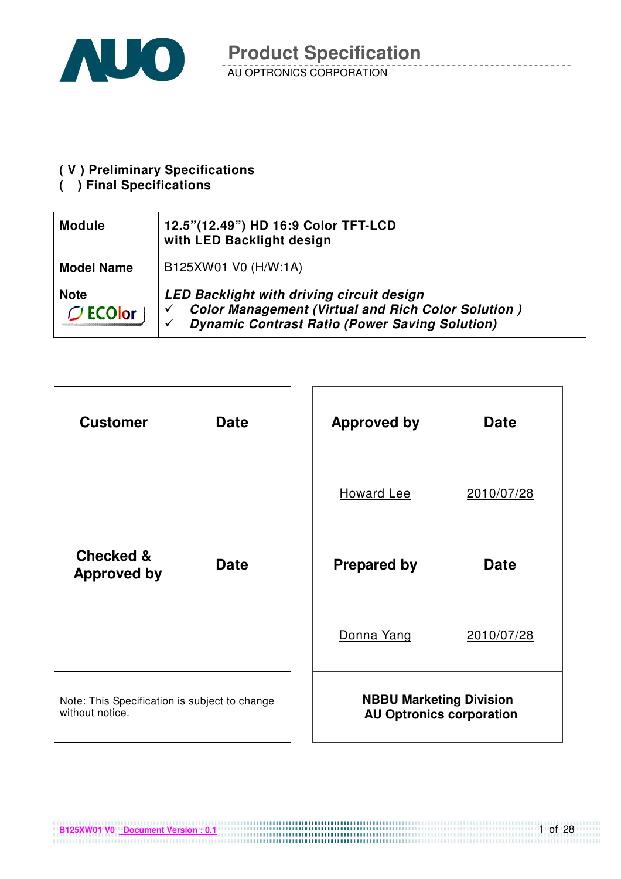# Product Specification

AU OPTRONICS CORPORATION

**( V ) Preliminary Specifications**
**(   ) Final Specifications**

| | |
|---|---|
| **Module** | **12.5"(12.49") HD 16:9 Color TFT-LCD with LED Backlight design** |
| **Model Name** | B125XW01 V0 (H/W:1A) |
| **Note** ECOlor | ***LED Backlight with driving circuit design*** <br> ✓ ***Color Management (Virtual and Rich Color Solution )*** <br> ✓ ***Dynamic Contrast Ratio (Power Saving Solution)*** |

| **Customer** | **Date** |
|---|---|
| | |
| **Checked & Approved by** | **Date** |
| | |
| Note: This Specification is subject to change without notice. | |

| **Approved by** | **Date** |
|---|---|
| Howard Lee | 2010/07/28 |
| **Prepared by** | **Date** |
| Donna Yang | 2010/07/28 |
| **NBBU Marketing Division AU Optronics corporation** | |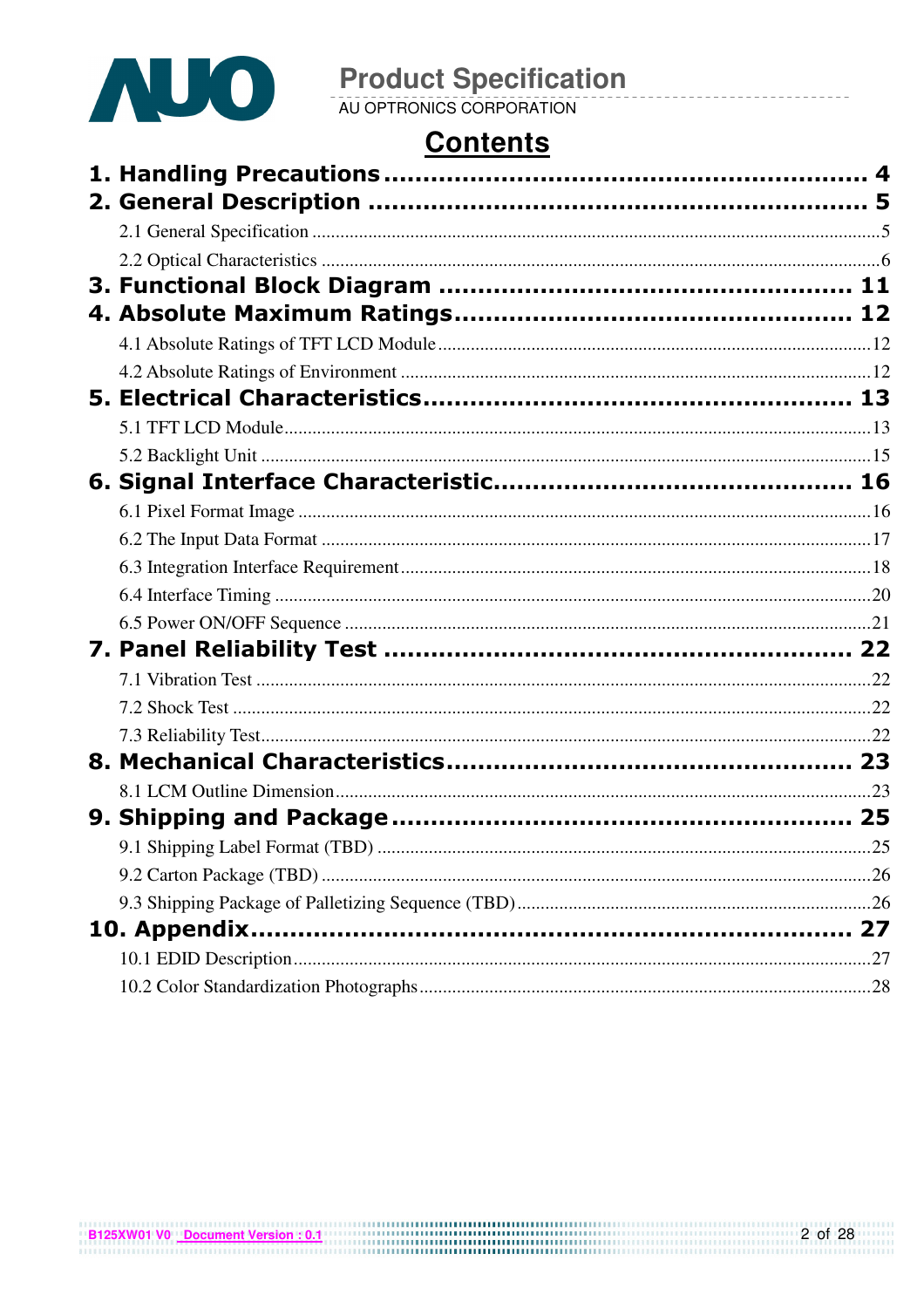# Contents

**1. Handling Precautions** ........................................................ 4

**2. General Description** ........................................................ 5

- 2.1 General Specification ........................................................ 5
- 2.2 Optical Characteristics ........................................................ 6

**3. Functional Block Diagram** ........................................................ 11

**4. Absolute Maximum Ratings** ........................................................ 12

- 4.1 Absolute Ratings of TFT LCD Module ........................................................ 12
- 4.2 Absolute Ratings of Environment ........................................................ 12

**5. Electrical Characteristics** ........................................................ 13

- 5.1 TFT LCD Module ........................................................ 13
- 5.2 Backlight Unit ........................................................ 15

**6. Signal Interface Characteristic** ........................................................ 16

- 6.1 Pixel Format Image ........................................................ 16
- 6.2 The Input Data Format ........................................................ 17
- 6.3 Integration Interface Requirement ........................................................ 18
- 6.4 Interface Timing ........................................................ 20
- 6.5 Power ON/OFF Sequence ........................................................ 21

**7. Panel Reliability Test** ........................................................ 22

- 7.1 Vibration Test ........................................................ 22
- 7.2 Shock Test ........................................................ 22
- 7.3 Reliability Test ........................................................ 22

**8. Mechanical Characteristics** ........................................................ 23

- 8.1 LCM Outline Dimension ........................................................ 23

**9. Shipping and Package** ........................................................ 25

- 9.1 Shipping Label Format (TBD) ........................................................ 25
- 9.2 Carton Package (TBD) ........................................................ 26
- 9.3 Shipping Package of Palletizing Sequence (TBD) ........................................................ 26

**10. Appendix** ........................................................ 27

- 10.1 EDID Description ........................................................ 27
- 10.2 Color Standardization Photographs ........................................................ 28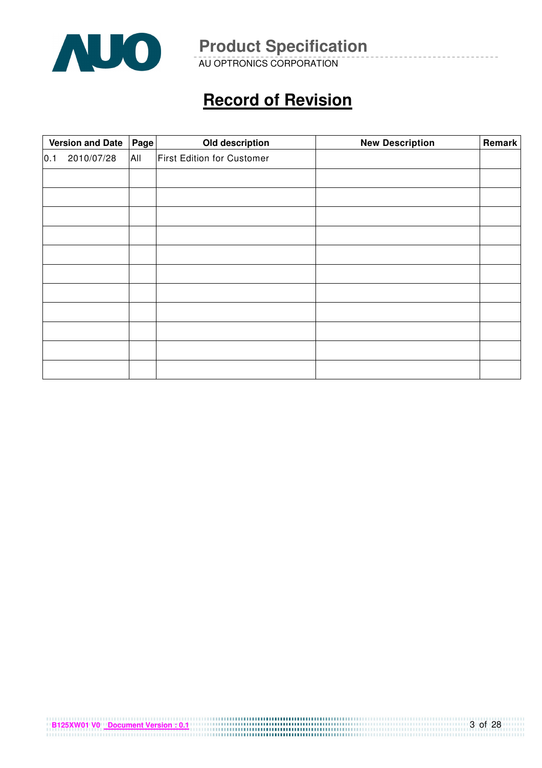# Record of Revision

| Version and Date | Page | Old description | New Description | Remark |
|---|---|---|---|---|
| 0.1 2010/07/28 | All | First Edition for Customer | | |
| | | | | |
| | | | | |
| | | | | |
| | | | | |
| | | | | |
| | | | | |
| | | | | |
| | | | | |
| | | | | |
| | | | | |
| | | | | |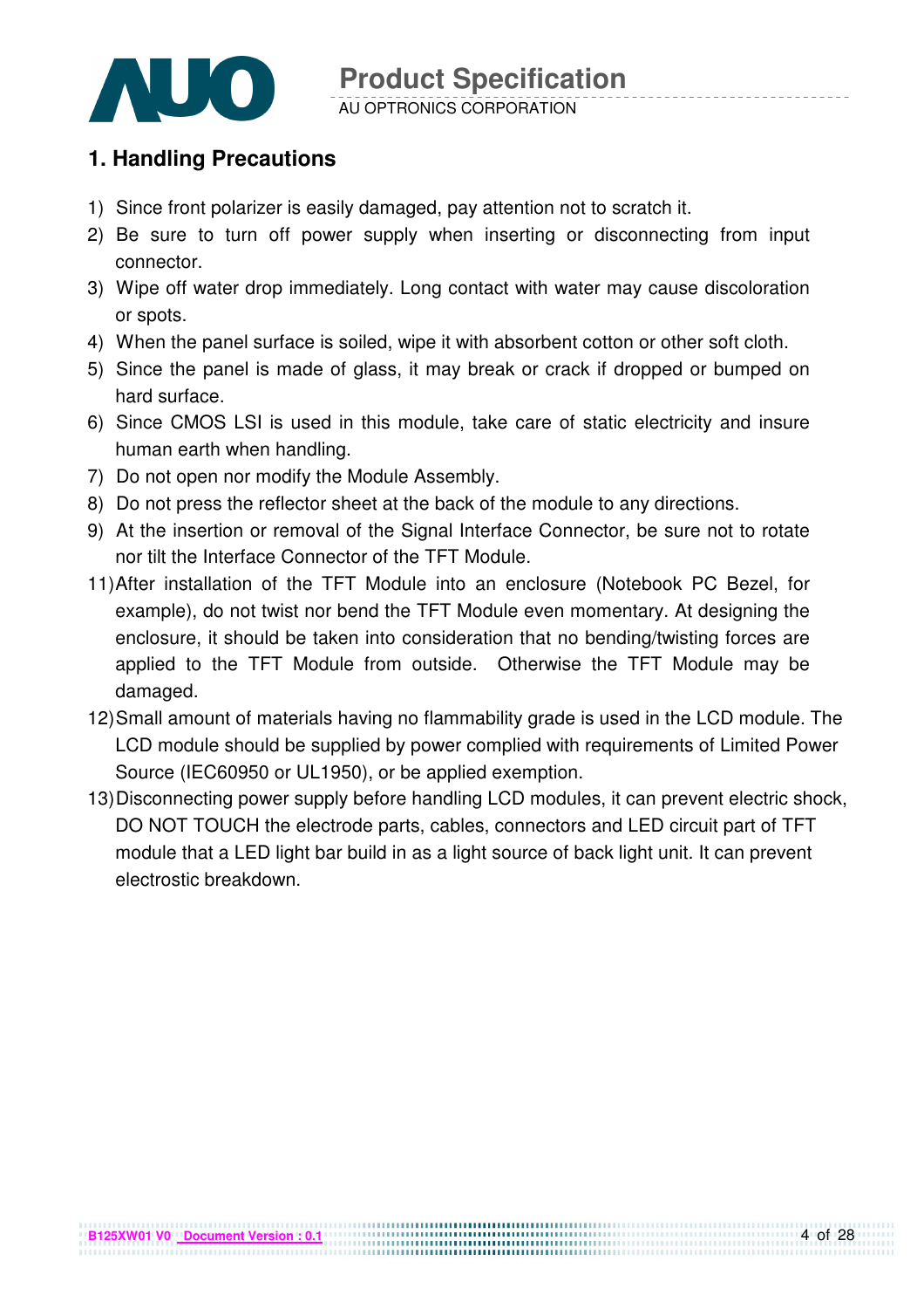## 1. Handling Precautions

1) Since front polarizer is easily damaged, pay attention not to scratch it.
2) Be sure to turn off power supply when inserting or disconnecting from input connector.
3) Wipe off water drop immediately. Long contact with water may cause discoloration or spots.
4) When the panel surface is soiled, wipe it with absorbent cotton or other soft cloth.
5) Since the panel is made of glass, it may break or crack if dropped or bumped on hard surface.
6) Since CMOS LSI is used in this module, take care of static electricity and insure human earth when handling.
7) Do not open nor modify the Module Assembly.
8) Do not press the reflector sheet at the back of the module to any directions.
9) At the insertion or removal of the Signal Interface Connector, be sure not to rotate nor tilt the Interface Connector of the TFT Module.

11) After installation of the TFT Module into an enclosure (Notebook PC Bezel, for example), do not twist nor bend the TFT Module even momentary. At designing the enclosure, it should be taken into consideration that no bending/twisting forces are applied to the TFT Module from outside. Otherwise the TFT Module may be damaged.
12) Small amount of materials having no flammability grade is used in the LCD module. The LCD module should be supplied by power complied with requirements of Limited Power Source (IEC60950 or UL1950), or be applied exemption.
13) Disconnecting power supply before handling LCD modules, it can prevent electric shock, DO NOT TOUCH the electrode parts, cables, connectors and LED circuit part of TFT module that a LED light bar build in as a light source of back light unit. It can prevent electrostic breakdown.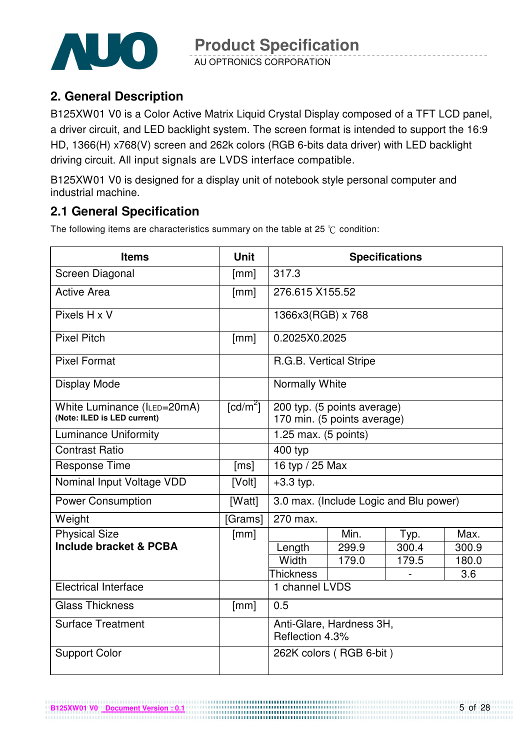## 2. General Description

B125XW01 V0 is a Color Active Matrix Liquid Crystal Display composed of a TFT LCD panel, a driver circuit, and LED backlight system. The screen format is intended to support the 16:9 HD, 1366(H) x768(V) screen and 262k colors (RGB 6-bits data driver) with LED backlight driving circuit. All input signals are LVDS interface compatible.

B125XW01 V0 is designed for a display unit of notebook style personal computer and industrial machine.

## 2.1 General Specification

The following items are characteristics summary on the table at 25 ℃ condition:

| Items | Unit | Specifications | | | |
|---|---|---|---|---|---|
| Screen Diagonal | [mm] | 317.3 | | | |
| Active Area | [mm] | 276.615 X155.52 | | | |
| Pixels H x V | | 1366x3(RGB) x 768 | | | |
| Pixel Pitch | [mm] | 0.2025X0.2025 | | | |
| Pixel Format | | R.G.B. Vertical Stripe | | | |
| Display Mode | | Normally White | | | |
| White Luminance ($I_{LED}$=20mA) **(Note: ILED is LED current)** | [cd/m$^2$] | 200 typ. (5 points average) 170 min. (5 points average) | | | |
| Luminance Uniformity | | 1.25 max. (5 points) | | | |
| Contrast Ratio | | 400 typ | | | |
| Response Time | [ms] | 16 typ / 25 Max | | | |
| Nominal Input Voltage VDD | [Volt] | +3.3 typ. | | | |
| Power Consumption | [Watt] | 3.0 max. (Include Logic and Blu power) | | | |
| Weight | [Grams] | 270 max. | | | |
| Physical Size **Include bracket & PCBA** | [mm] | | Min. | Typ. | Max. |
| | | Length | 299.9 | 300.4 | 300.9 |
| | | Width | 179.0 | 179.5 | 180.0 |
| | | Thickness | | - | 3.6 |
| Electrical Interface | | 1 channel LVDS | | | |
| Glass Thickness | [mm] | 0.5 | | | |
| Surface Treatment | | Anti-Glare, Hardness 3H, Reflection 4.3% | | | |
| Support Color | | 262K colors ( RGB 6-bit ) | | | |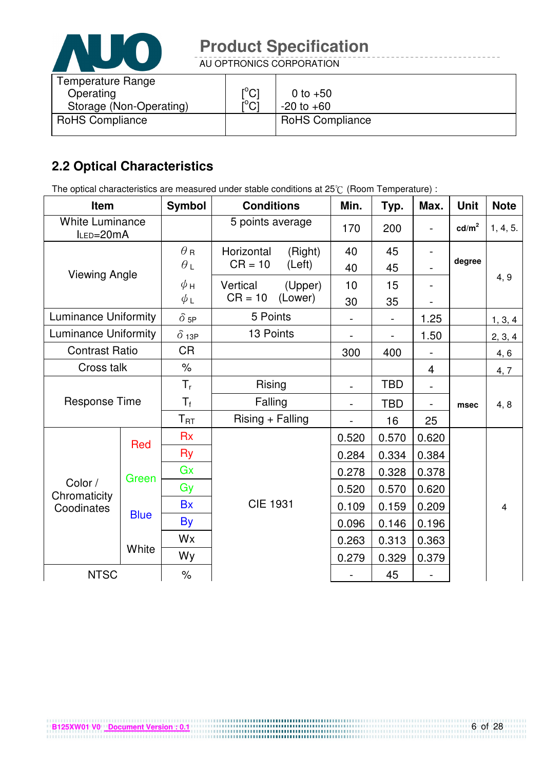| Temperature Range<br>Operating<br>Storage (Non-Operating) | [°C]<br>[°C] | 0 to +50<br>-20 to +60 |
|---|---|---|
| RoHS Compliance | | RoHS Compliance |

## 2.2 Optical Characteristics

The optical characteristics are measured under stable conditions at 25℃ (Room Temperature) :

| Item | | Symbol | Conditions | Min. | Typ. | Max. | Unit | Note |
|---|---|---|---|---|---|---|---|---|
| White Luminance $I_{LED}$=20mA | | | 5 points average | 170 | 200 | - | cd/m² | 1, 4, 5. |
| Viewing Angle | | $\theta_R$ | Horizontal (Right) CR = 10 | 40 | 45 | - | degree | 4, 9 |
| | | $\theta_L$ | (Left) | 40 | 45 | - | | |
| | | $\phi_H$ | Vertical (Upper) CR = 10 | 10 | 15 | - | | |
| | | $\phi_L$ | (Lower) | 30 | 35 | - | | |
| Luminance Uniformity | | $\delta_{5P}$ | 5 Points | - | - | 1.25 | | 1, 3, 4 |
| Luminance Uniformity | | $\delta_{13P}$ | 13 Points | - | - | 1.50 | | 2, 3, 4 |
| Contrast Ratio | | CR | | 300 | 400 | - | | 4, 6 |
| Cross talk | | % | | | | 4 | | 4, 7 |
| Response Time | | $T_r$ | Rising | - | TBD | - | msec | 4, 8 |
| | | $T_f$ | Falling | - | TBD | - | | |
| | | $T_{RT}$ | Rising + Falling | - | 16 | 25 | | |
| Color / Chromaticity Coodinates | Red | Rx | CIE 1931 | 0.520 | 0.570 | 0.620 | | 4 |
| | | Ry | | 0.284 | 0.334 | 0.384 | | |
| | Green | Gx | | 0.278 | 0.328 | 0.378 | | |
| | | Gy | | 0.520 | 0.570 | 0.620 | | |
| | Blue | Bx | | 0.109 | 0.159 | 0.209 | | |
| | | By | | 0.096 | 0.146 | 0.196 | | |
| | White | Wx | | 0.263 | 0.313 | 0.363 | | |
| | | Wy | | 0.279 | 0.329 | 0.379 | | |
| NTSC | | % | | - | 45 | - | | |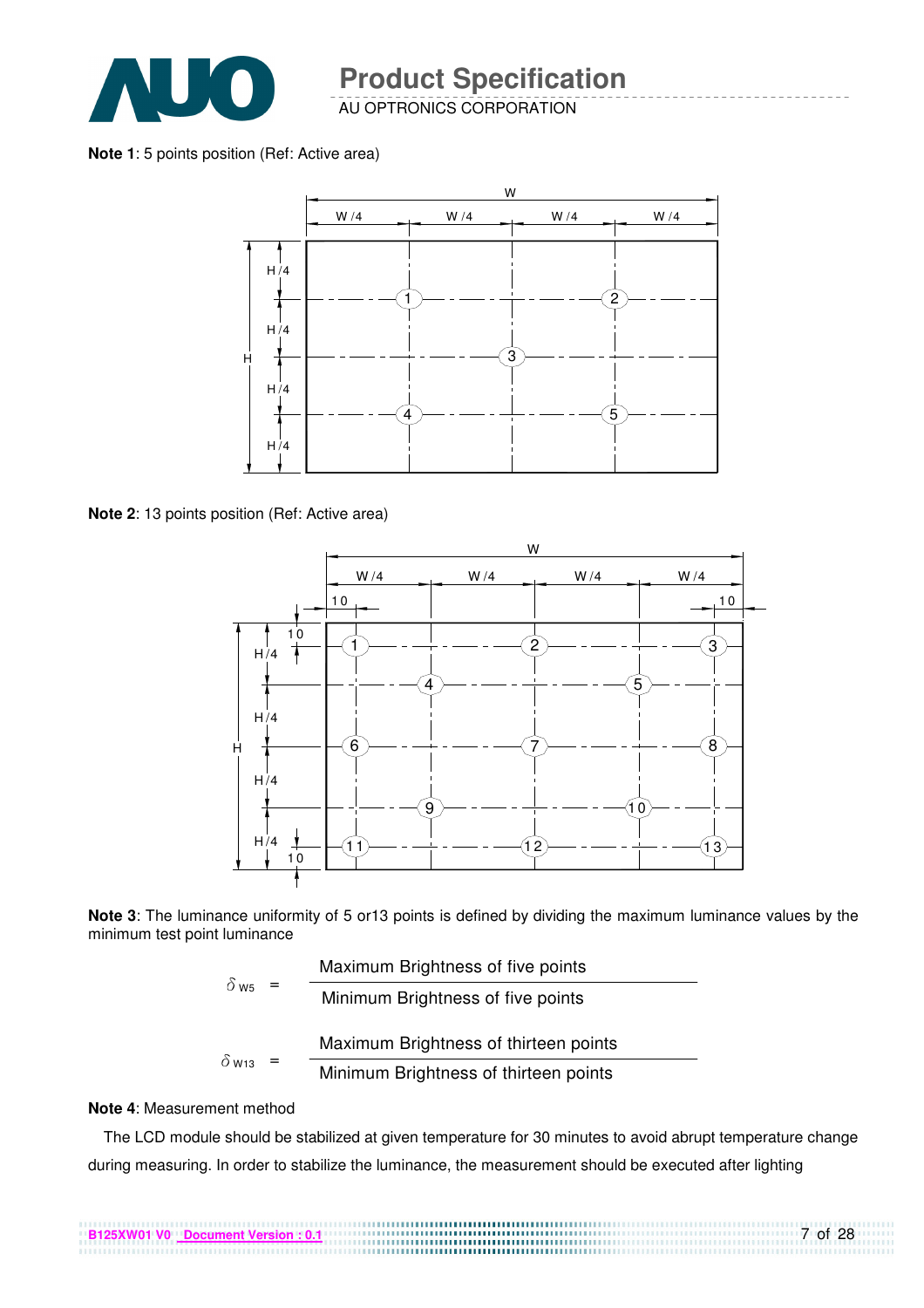**Note 1**: 5 points position (Ref: Active area)

**Note 2**: 13 points position (Ref: Active area)

**Note 3**: The luminance uniformity of 5 or13 points is defined by dividing the maximum luminance values by the minimum test point luminance

$$\delta_{W5} = \frac{\text{Maximum Brightness of five points}}{\text{Minimum Brightness of five points}}$$

$$\delta_{W13} = \frac{\text{Maximum Brightness of thirteen points}}{\text{Minimum Brightness of thirteen points}}$$

**Note 4**: Measurement method

The LCD module should be stabilized at given temperature for 30 minutes to avoid abrupt temperature change during measuring. In order to stabilize the luminance, the measurement should be executed after lighting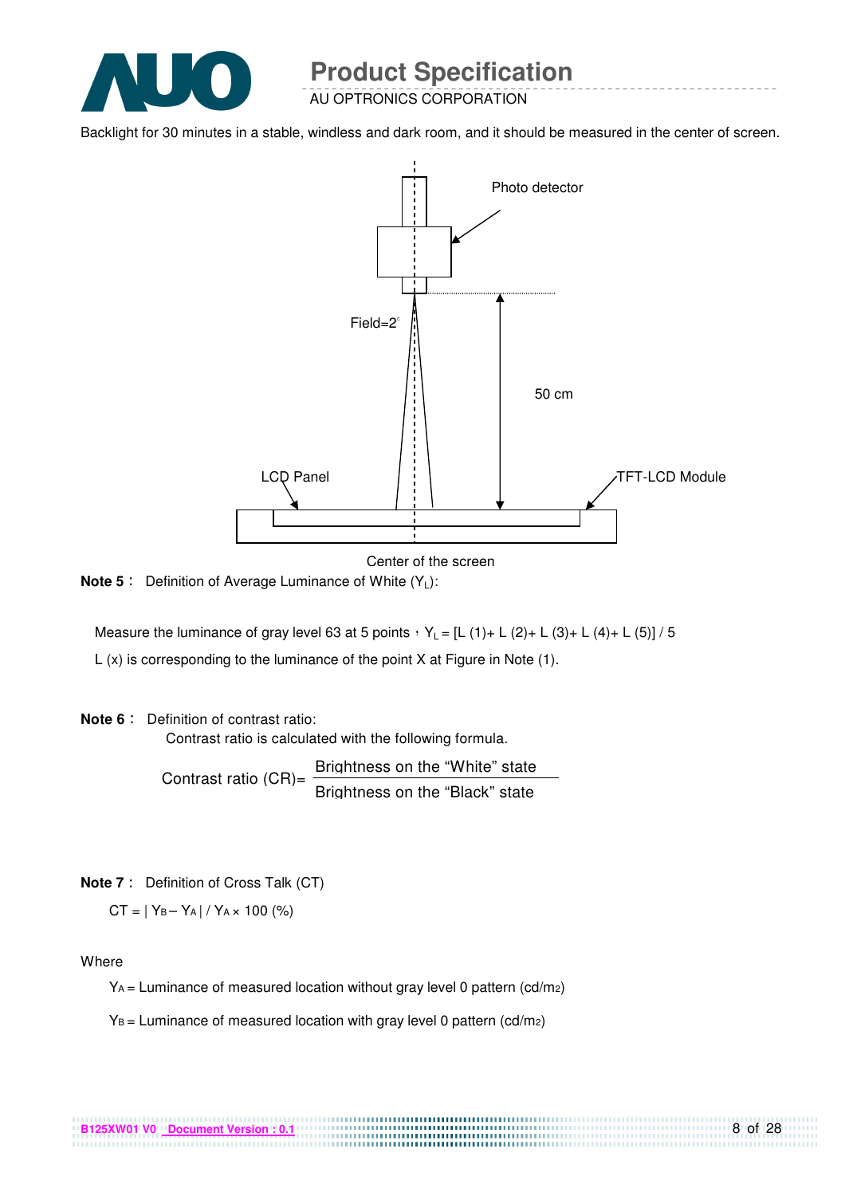Backlight for 30 minutes in a stable, windless and dark room, and it should be measured in the center of screen.

Photo detector

Field=2°

50 cm

LCD Panel

TFT-LCD Module

Center of the screen

**Note 5：** Definition of Average Luminance of White ($Y_L$):

Measure the luminance of gray level 63 at 5 points，$Y_L = [L(1) + L(2) + L(3) + L(4) + L(5)] / 5$

L (x) is corresponding to the luminance of the point X at Figure in Note (1).

**Note 6：** Definition of contrast ratio:

Contrast ratio is calculated with the following formula.

$$\text{Contrast ratio (CR)} = \frac{\text{Brightness on the "White" state}}{\text{Brightness on the "Black" state}}$$

**Note 7：** Definition of Cross Talk (CT)

$$CT = | Y_B - Y_A | / Y_A \times 100\ (\%)$$

Where

$Y_A$ = Luminance of measured location without gray level 0 pattern (cd/m2)

$Y_B$ = Luminance of measured location with gray level 0 pattern (cd/m2)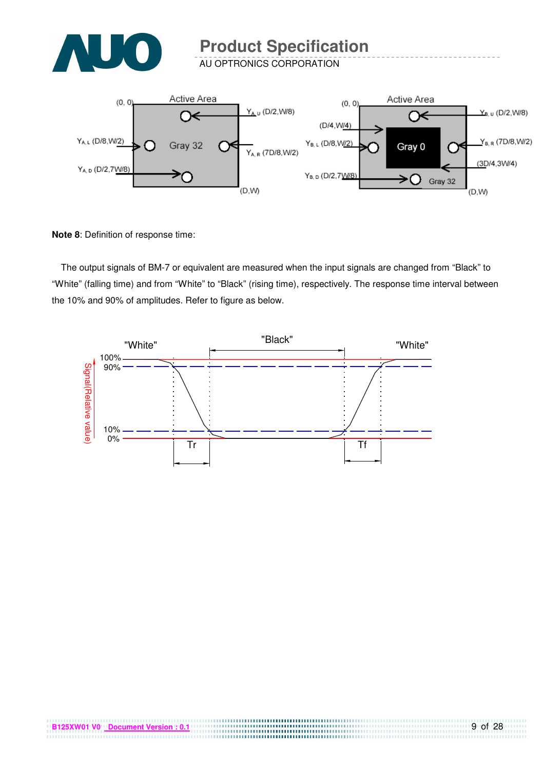Active Area

(0, 0)

$Y_{A,U}$ (D/2,W/8)

$Y_{A,L}$ (D/8,W/2)

Gray 32

$Y_{A,R}$ (7D/8,W/2)

$Y_{A,D}$ (D/2,7W/8)

(D,W)

Active Area

(0, 0)

$Y_{B,U}$ (D/2,W/8)

(D/4,W/4)

$Y_{B,L}$ (D/8,W/2)

Gray 0

$Y_{B,R}$ (7D/8,W/2)

(3D/4,3W/4)

$Y_{B,D}$ (D/2,7W/8)

Gray 32

(D,W)

**Note 8**: Definition of response time:

The output signals of BM-7 or equivalent are measured when the input signals are changed from "Black" to "White" (falling time) and from "White" to "Black" (rising time), respectively. The response time interval between the 10% and 90% of amplitudes. Refer to figure as below.

"White" "Black" "White"

Signal(Relative value)

100%
90%
10%
0%

Tr Tf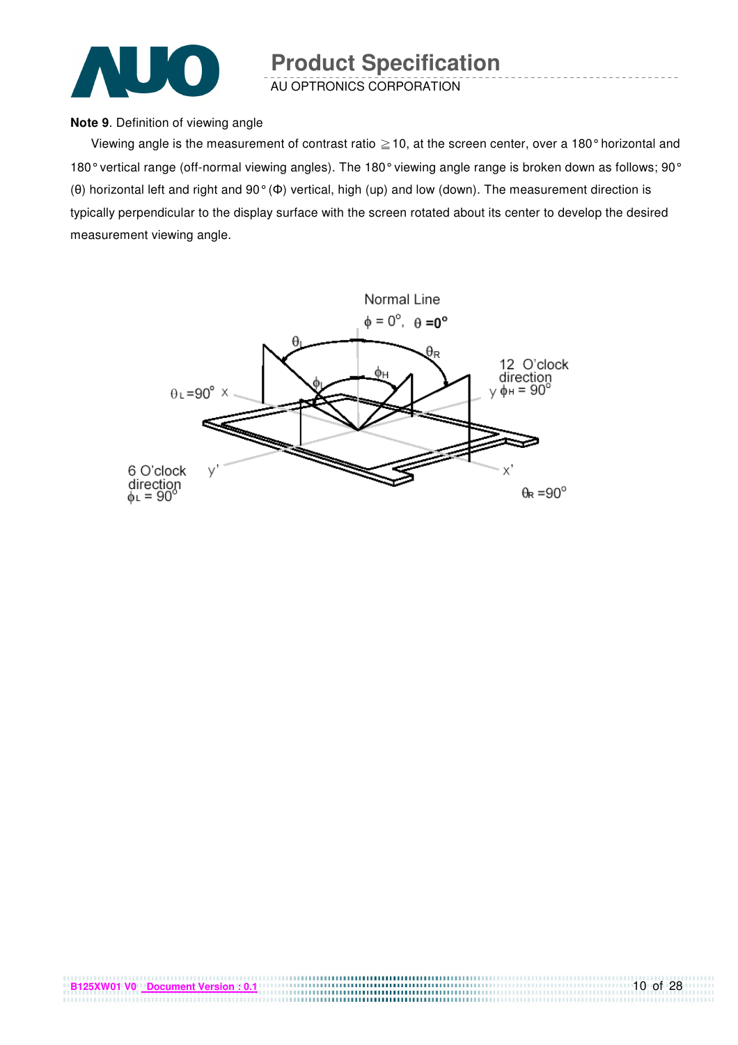**Note 9**. Definition of viewing angle

Viewing angle is the measurement of contrast ratio ≧10, at the screen center, over a 180° horizontal and 180° vertical range (off-normal viewing angles). The 180° viewing angle range is broken down as follows; 90° (θ) horizontal left and right and 90° (Φ) vertical, high (up) and low (down). The measurement direction is typically perpendicular to the display surface with the screen rotated about its center to develop the desired measurement viewing angle.

Normal Line

$\phi = 0^{\circ}$, $\theta = 0^{\circ}$

$\theta_L$ $\theta_R$ $\phi_H$ $\phi_L$

$\theta_L = 90^{\circ}$ x

12 O'clock direction

y $\phi_H = 90^{\circ}$

6 O'clock direction

$\phi_L = 90^{\circ}$ y'

x'

$\theta_R = 90^{\circ}$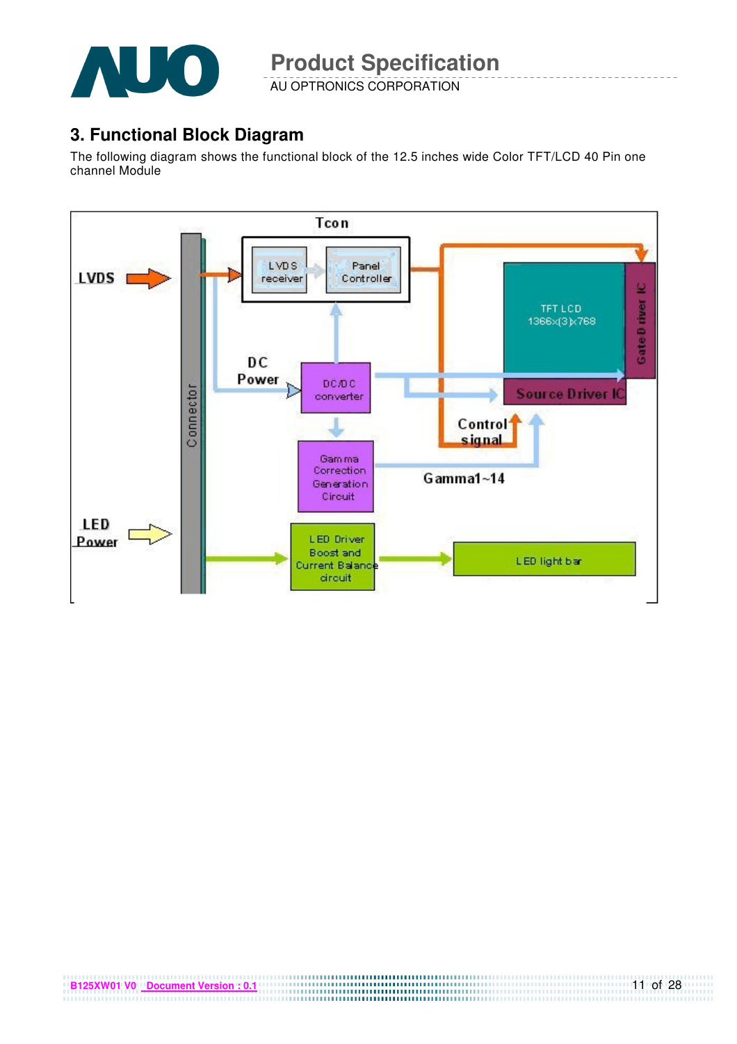## 3. Functional Block Diagram

The following diagram shows the functional block of the 12.5 inches wide Color TFT/LCD 40 Pin one channel Module

Tcon

LVDS

LVDS receiver

Panel Controller

TFT LCD 1366x(3)x768

Gate Driver IC

Connector

DC Power

DC/DC converter

Source Driver IC

Control signal

Gamma Correction Generation Circuit

Gamma1~14

LED Power

LED Driver Boost and Current Balance circuit

LED light bar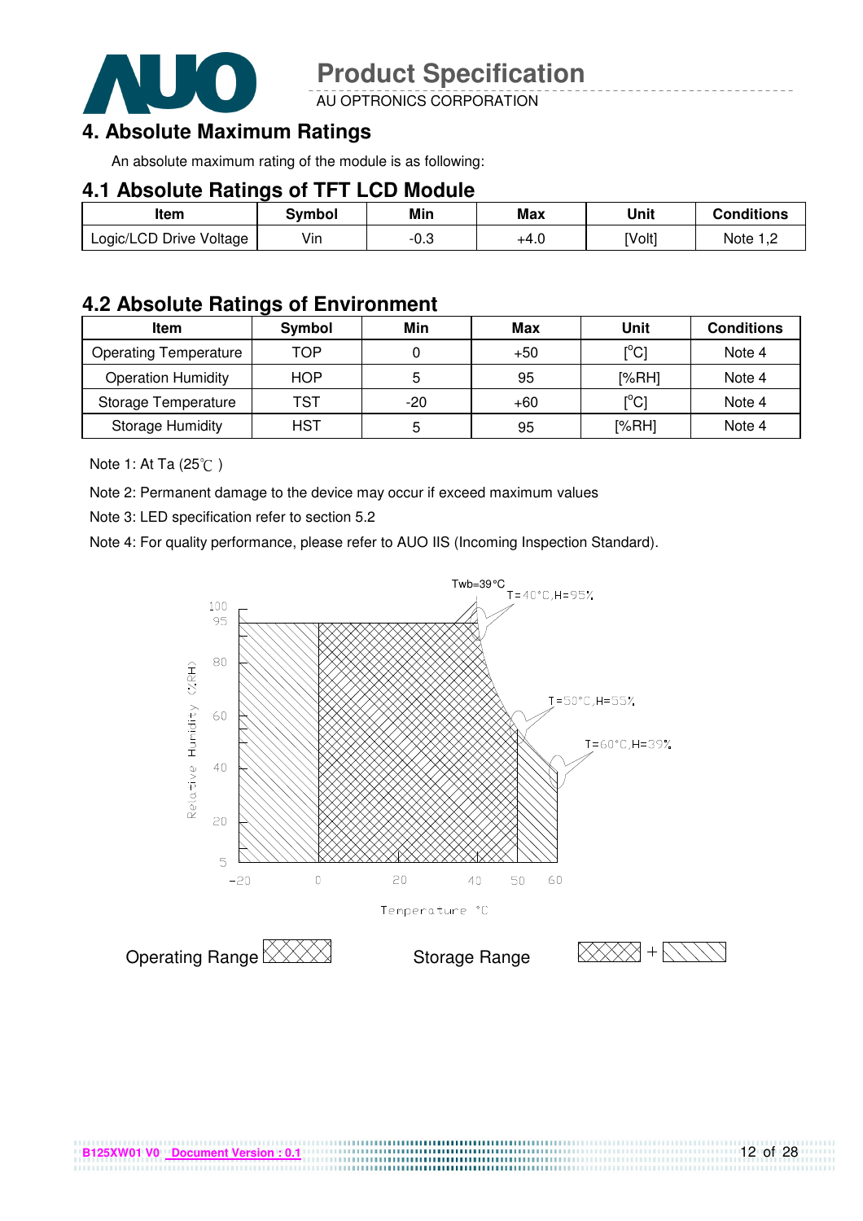# 4. Absolute Maximum Ratings

An absolute maximum rating of the module is as following:

## 4.1 Absolute Ratings of TFT LCD Module

| Item | Symbol | Min | Max | Unit | Conditions |
|---|---|---|---|---|---|
| Logic/LCD Drive Voltage | Vin | -0.3 | +4.0 | [Volt] | Note 1,2 |

## 4.2 Absolute Ratings of Environment

| Item | Symbol | Min | Max | Unit | Conditions |
|---|---|---|---|---|---|
| Operating Temperature | TOP | 0 | +50 | [°C] | Note 4 |
| Operation Humidity | HOP | 5 | 95 | [%RH] | Note 4 |
| Storage Temperature | TST | -20 | +60 | [°C] | Note 4 |
| Storage Humidity | HST | 5 | 95 | [%RH] | Note 4 |

Note 1: At Ta (25℃ )

Note 2: Permanent damage to the device may occur if exceed maximum values

Note 3: LED specification refer to section 5.2

Note 4: For quality performance, please refer to AUO IIS (Incoming Inspection Standard).

Twb=39°C

T=40°C,H=95%

T=50°C,H=55%

T=60°C,H=39%

Relative Humidity (%RH)

Temperature °C

Operating Range

Storage Range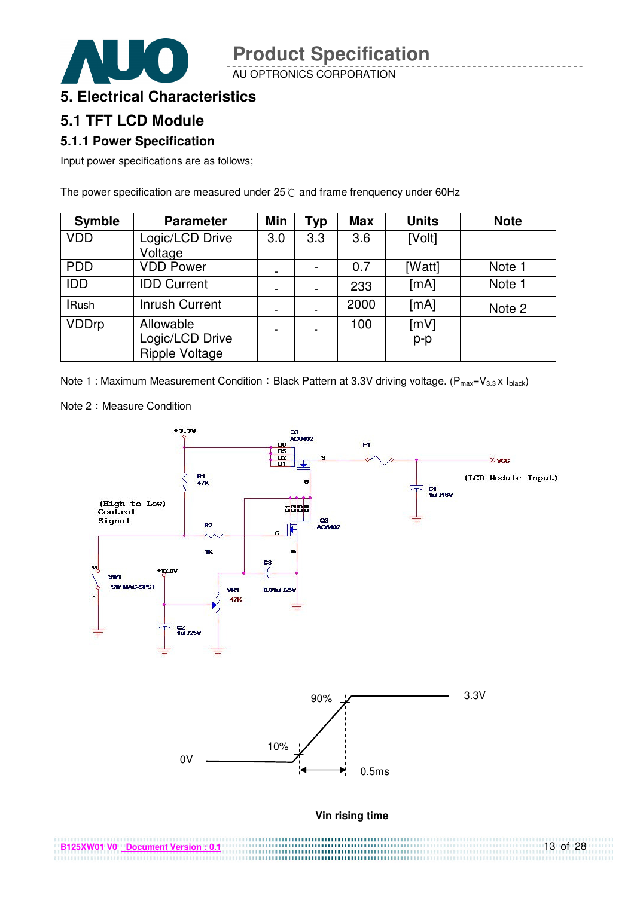# 5. Electrical Characteristics

## 5.1 TFT LCD Module

### 5.1.1 Power Specification

Input power specifications are as follows;

The power specification are measured under 25℃ and frame frenquency under 60Hz

| Symble | Parameter | Min | Typ | Max | Units | Note |
|---|---|---|---|---|---|---|
| VDD | Logic/LCD Drive Voltage | 3.0 | 3.3 | 3.6 | [Volt] | |
| PDD | VDD Power | - | - | 0.7 | [Watt] | Note 1 |
| IDD | IDD Current | - | - | 233 | [mA] | Note 1 |
| IRush | Inrush Current | - | - | 2000 | [mA] | Note 2 |
| VDDrp | Allowable Logic/LCD Drive Ripple Voltage | - | - | 100 | [mV] p-p | |

Note 1 : Maximum Measurement Condition：Black Pattern at 3.3V driving voltage. ($P_{max}=V_{3.3} \times I_{black}$)

Note 2：Measure Condition

Vin rising time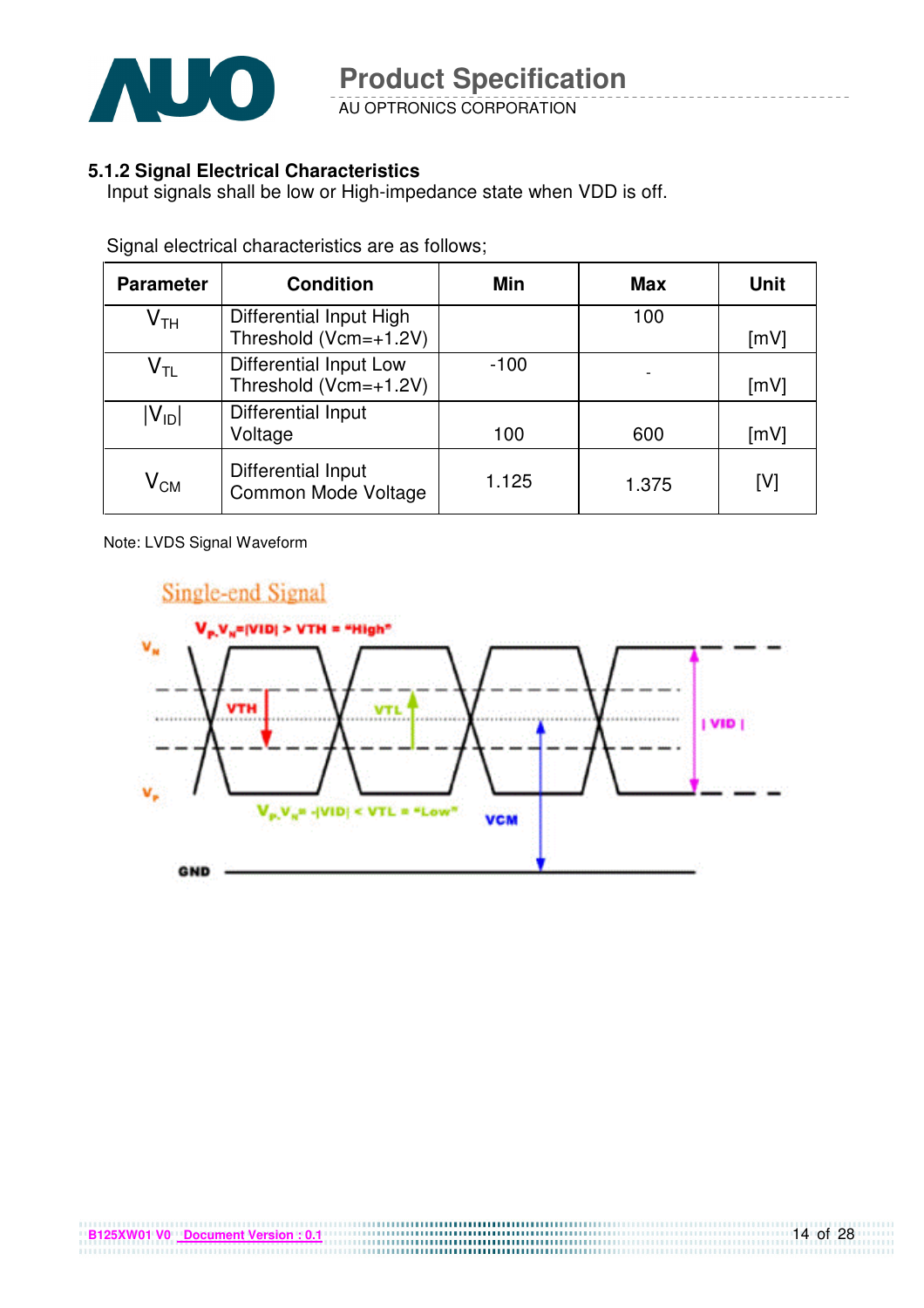### 5.1.2 Signal Electrical Characteristics

Input signals shall be low or High-impedance state when VDD is off.

Signal electrical characteristics are as follows;

| Parameter | Condition | Min | Max | Unit |
|---|---|---|---|---|
| $V_{TH}$ | Differential Input High Threshold (Vcm=+1.2V) | | 100 | [mV] |
| $V_{TL}$ | Differential Input Low Threshold (Vcm=+1.2V) | -100 | - | [mV] |
| $\lvert V_{ID} \rvert$ | Differential Input Voltage | 100 | 600 | [mV] |
| $V_{CM}$ | Differential Input Common Mode Voltage | 1.125 | 1.375 | [V] |

Note: LVDS Signal Waveform

Single-end Signal

$V_P$-$V_N$=|VID| > VTH = "High"

$V_P$-$V_N$= -|VID| < VTL = "Low"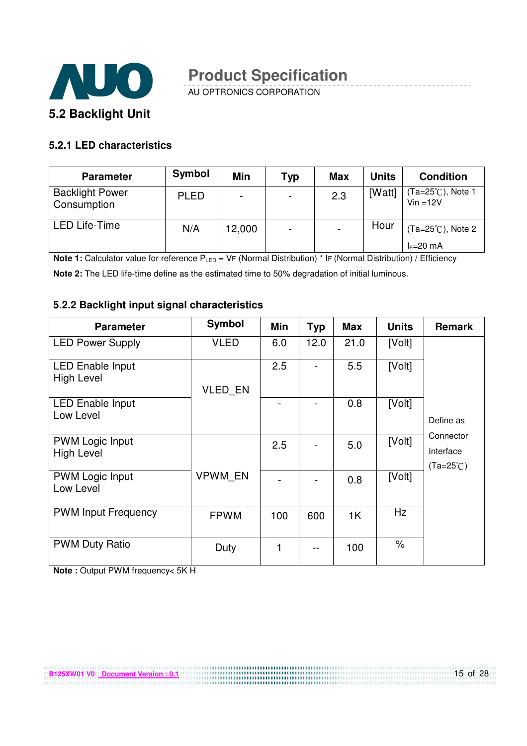## 5.2 Backlight Unit

### 5.2.1 LED characteristics

| Parameter | Symbol | Min | Typ | Max | Units | Condition |
|---|---|---|---|---|---|---|
| Backlight Power Consumption | PLED | - | - | 2.3 | [Watt] | (Ta=25℃), Note 1 Vin =12V |
| LED Life-Time | N/A | 12,000 | - | - | Hour | (Ta=25℃), Note 2 $I_F$=20 mA |

**Note 1:** Calculator value for reference $P_{LED}$ = VF (Normal Distribution) * IF (Normal Distribution) / Efficiency

**Note 2:** The LED life-time define as the estimated time to 50% degradation of initial luminous.

### 5.2.2 Backlight input signal characteristics

| Parameter | Symbol | Min | Typ | Max | Units | Remark |
|---|---|---|---|---|---|---|
| LED Power Supply | VLED | 6.0 | 12.0 | 21.0 | [Volt] | Define as Connector Interface (Ta=25℃) |
| LED Enable Input High Level | VLED_EN | 2.5 | - | 5.5 | [Volt] | |
| LED Enable Input Low Level | | - | - | 0.8 | [Volt] | |
| PWM Logic Input High Level | VPWM_EN | 2.5 | - | 5.0 | [Volt] | |
| PWM Logic Input Low Level | | - | - | 0.8 | [Volt] | |
| PWM Input Frequency | FPWM | 100 | 600 | 1K | Hz | |
| PWM Duty Ratio | Duty | 1 | -- | 100 | % | |

**Note :** Output PWM frequency< 5K H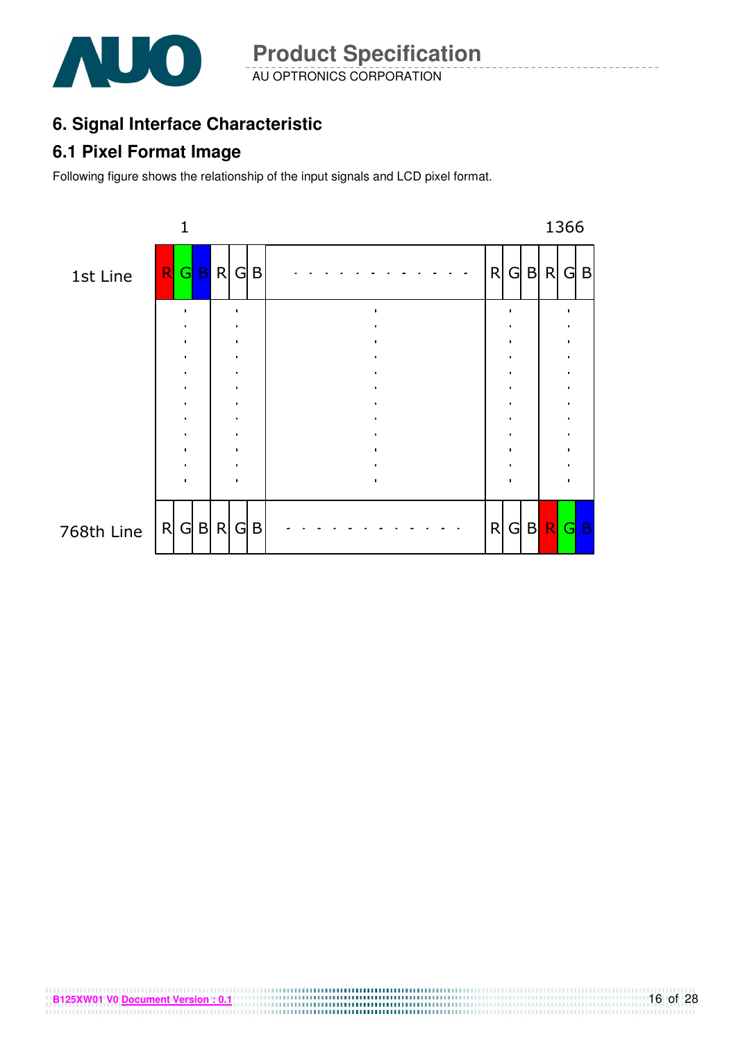## 6. Signal Interface Characteristic

### 6.1 Pixel Format Image

Following figure shows the relationship of the input signals and LCD pixel format.

|  | 1 |  |  |  |  |  |  |  |  |  | 1366 |  |  |
|---|---|---|---|---|---|---|---|---|---|---|---|---|---|
| 1st Line | R | G | B | R | G | B | - - - - - - - - - - - - | R | G | B | R | G | B |
|  | : |  |  | : |  |  | : | : |  |  | : |  |  |
| 768th Line | R | G | B | R | G | B | - - - - - - - - - - - - | R | G | B | R | G | B |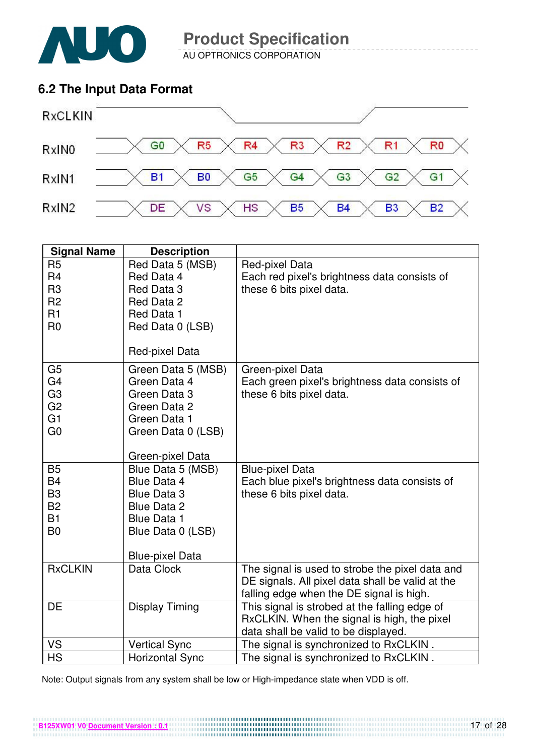## 6.2 The Input Data Format

| RxCLKIN | | | | | | | |
|---|---|---|---|---|---|---|---|
| RxIN0 | G0 | R5 | R4 | R3 | R2 | R1 | R0 |
| RxIN1 | B1 | B0 | G5 | G4 | G3 | G2 | G1 |
| RxIN2 | DE | VS | HS | B5 | B4 | B3 | B2 |

| Signal Name | Description | |
|---|---|---|
| R5<br>R4<br>R3<br>R2<br>R1<br>R0 | Red Data 5 (MSB)<br>Red Data 4<br>Red Data 3<br>Red Data 2<br>Red Data 1<br>Red Data 0 (LSB)<br><br>Red-pixel Data | Red-pixel Data<br>Each red pixel's brightness data consists of these 6 bits pixel data. |
| G5<br>G4<br>G3<br>G2<br>G1<br>G0 | Green Data 5 (MSB)<br>Green Data 4<br>Green Data 3<br>Green Data 2<br>Green Data 1<br>Green Data 0 (LSB)<br><br>Green-pixel Data | Green-pixel Data<br>Each green pixel's brightness data consists of these 6 bits pixel data. |
| B5<br>B4<br>B3<br>B2<br>B1<br>B0 | Blue Data 5 (MSB)<br>Blue Data 4<br>Blue Data 3<br>Blue Data 2<br>Blue Data 1<br>Blue Data 0 (LSB)<br><br>Blue-pixel Data | Blue-pixel Data<br>Each blue pixel's brightness data consists of these 6 bits pixel data. |
| RxCLKIN | Data Clock | The signal is used to strobe the pixel data and DE signals. All pixel data shall be valid at the falling edge when the DE signal is high. |
| DE | Display Timing | This signal is strobed at the falling edge of RxCLKIN. When the signal is high, the pixel data shall be valid to be displayed. |
| VS | Vertical Sync | The signal is synchronized to RxCLKIN . |
| HS | Horizontal Sync | The signal is synchronized to RxCLKIN . |

Note: Output signals from any system shall be low or High-impedance state when VDD is off.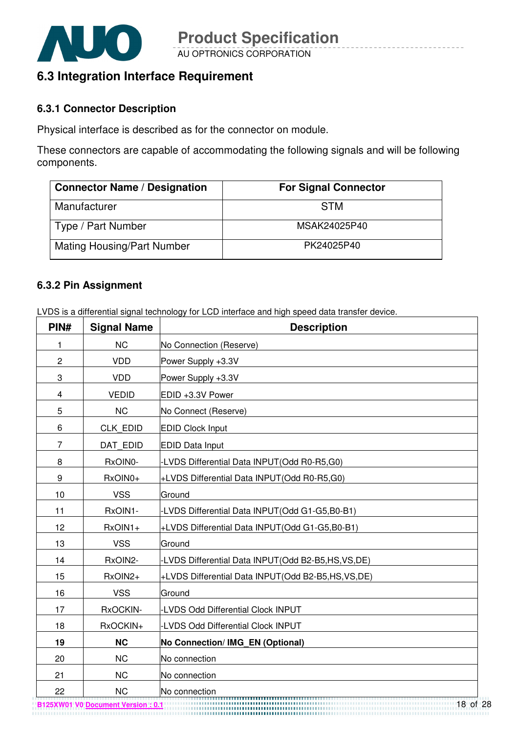## 6.3 Integration Interface Requirement

### 6.3.1 Connector Description

Physical interface is described as for the connector on module.

These connectors are capable of accommodating the following signals and will be following components.

| Connector Name / Designation | For Signal Connector |
|---|---|
| Manufacturer | STM |
| Type / Part Number | MSAK24025P40 |
| Mating Housing/Part Number | PK24025P40 |

### 6.3.2 Pin Assignment

LVDS is a differential signal technology for LCD interface and high speed data transfer device.

| PIN# | Signal Name | Description |
|---|---|---|
| 1 | NC | No Connection (Reserve) |
| 2 | VDD | Power Supply +3.3V |
| 3 | VDD | Power Supply +3.3V |
| 4 | VEDID | EDID +3.3V Power |
| 5 | NC | No Connect (Reserve) |
| 6 | CLK_EDID | EDID Clock Input |
| 7 | DAT_EDID | EDID Data Input |
| 8 | RxOIN0- | -LVDS Differential Data INPUT(Odd R0-R5,G0) |
| 9 | RxOIN0+ | +LVDS Differential Data INPUT(Odd R0-R5,G0) |
| 10 | VSS | Ground |
| 11 | RxOIN1- | -LVDS Differential Data INPUT(Odd G1-G5,B0-B1) |
| 12 | RxOIN1+ | +LVDS Differential Data INPUT(Odd G1-G5,B0-B1) |
| 13 | VSS | Ground |
| 14 | RxOIN2- | -LVDS Differential Data INPUT(Odd B2-B5,HS,VS,DE) |
| 15 | RxOIN2+ | +LVDS Differential Data INPUT(Odd B2-B5,HS,VS,DE) |
| 16 | VSS | Ground |
| 17 | RxOCKIN- | -LVDS Odd Differential Clock INPUT |
| 18 | RxOCKIN+ | -LVDS Odd Differential Clock INPUT |
| **19** | **NC** | **No Connection/ IMG_EN (Optional)** |
| 20 | NC | No connection |
| 21 | NC | No connection |
| 22 | NC | No connection |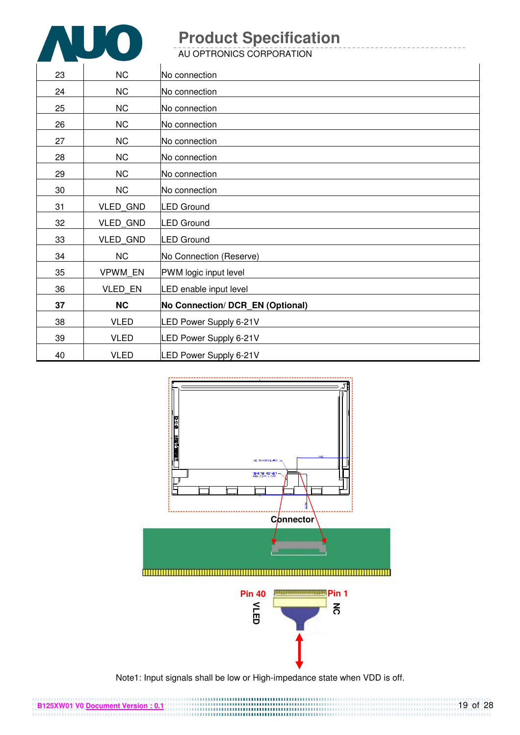| 23 | NC | No connection |
|---|---|---|
| 24 | NC | No connection |
| 25 | NC | No connection |
| 26 | NC | No connection |
| 27 | NC | No connection |
| 28 | NC | No connection |
| 29 | NC | No connection |
| 30 | NC | No connection |
| 31 | VLED_GND | LED Ground |
| 32 | VLED_GND | LED Ground |
| 33 | VLED_GND | LED Ground |
| 34 | NC | No Connection (Reserve) |
| 35 | VPWM_EN | PWM logic input level |
| 36 | VLED_EN | LED enable input level |
| **37** | **NC** | **No Connection/ DCR_EN (Optional)** |
| 38 | VLED | LED Power Supply 6-21V |
| 39 | VLED | LED Power Supply 6-21V |
| 40 | VLED | LED Power Supply 6-21V |

Connector

Pin 40 VLED

Pin 1 NC

Note1: Input signals shall be low or High-impedance state when VDD is off.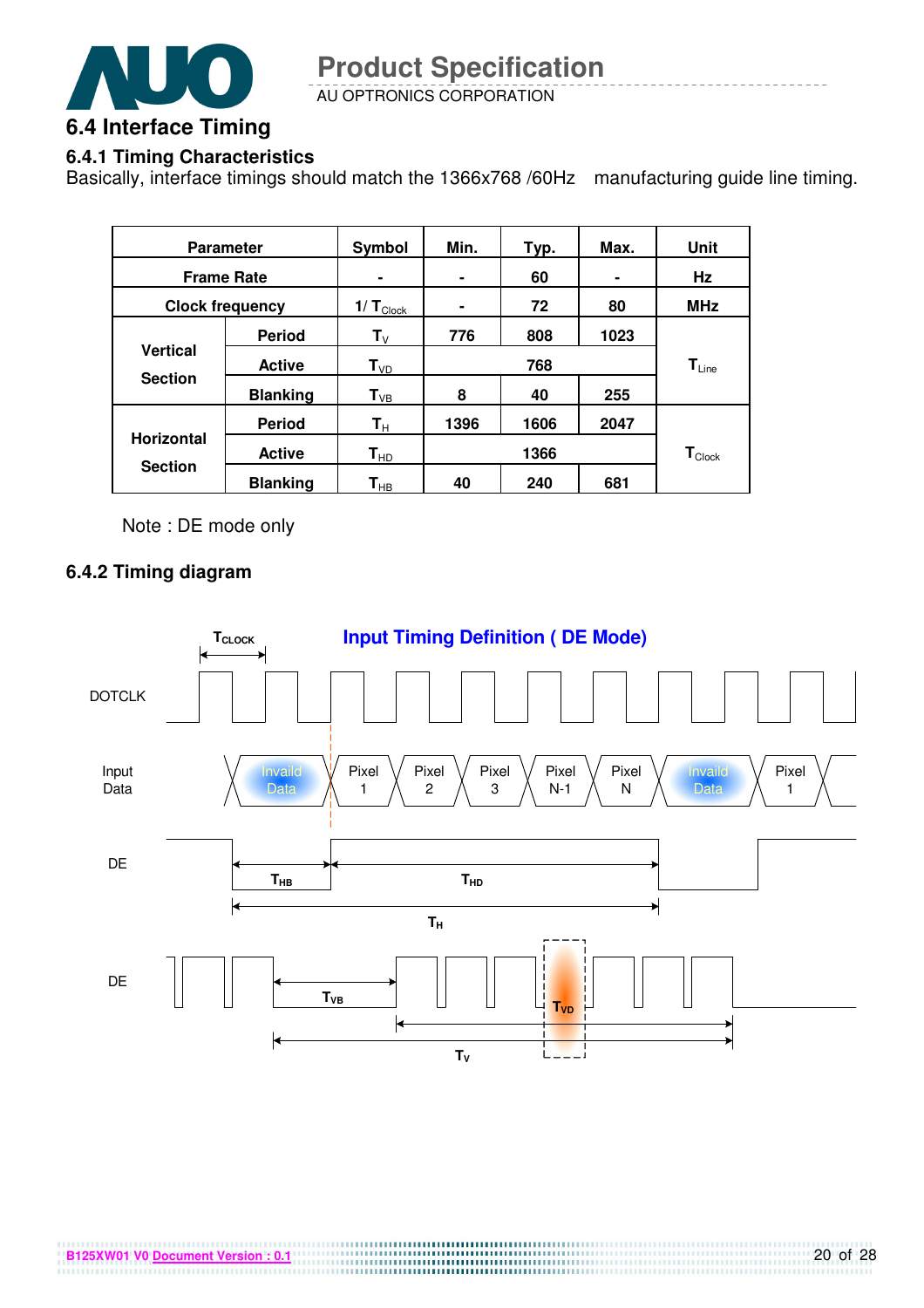## 6.4 Interface Timing

### 6.4.1 Timing Characteristics

Basically, interface timings should match the 1366x768 /60Hz manufacturing guide line timing.

| Parameter | | Symbol | Min. | Typ. | Max. | Unit |
|---|---|---|---|---|---|---|
| Frame Rate | | - | - | 60 | - | Hz |
| Clock frequency | | $1/T_{Clock}$ | - | 72 | 80 | MHz |
| Vertical Section | Period | $T_V$ | 776 | 808 | 1023 | $T_{Line}$ |
| | Active | $T_{VD}$ | | 768 | | |
| | Blanking | $T_{VB}$ | 8 | 40 | 255 | |
| Horizontal Section | Period | $T_H$ | 1396 | 1606 | 2047 | $T_{Clock}$ |
| | Active | $T_{HD}$ | | 1366 | | |
| | Blanking | $T_{HB}$ | 40 | 240 | 681 | |

Note : DE mode only

### 6.4.2 Timing diagram

**Input Timing Definition ( DE Mode)**

$T_{CLOCK}$

DOTCLK

Input Data: Invalid Data | Pixel 1 | Pixel 2 | Pixel 3 | Pixel N-1 | Pixel N | Invalid Data | Pixel 1

DE: $T_{HB}$, $T_{HD}$, $T_H$

DE: $T_{VB}$, $T_{VD}$, $T_V$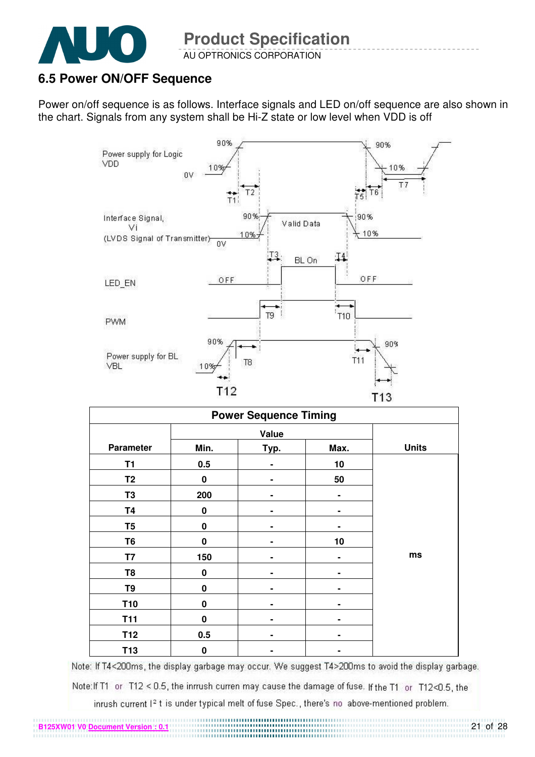## 6.5 Power ON/OFF Sequence

Power on/off sequence is as follows. Interface signals and LED on/off sequence are also shown in the chart. Signals from any system shall be Hi-Z state or low level when VDD is off

| Power Sequence Timing | | | | |
|---|---|---|---|---|
| Parameter | Value | | | Units |
| | Min. | Typ. | Max. | |
| T1 | 0.5 | - | 10 | ms |
| T2 | 0 | - | 50 | ms |
| T3 | 200 | - | - | ms |
| T4 | 0 | - | - | ms |
| T5 | 0 | - | - | ms |
| T6 | 0 | - | 10 | ms |
| T7 | 150 | - | - | ms |
| T8 | 0 | - | - | ms |
| T9 | 0 | - | - | ms |
| T10 | 0 | - | - | ms |
| T11 | 0 | - | - | ms |
| T12 | 0.5 | - | - | ms |
| T13 | 0 | - | - | ms |

Note: If T4<200ms, the display garbage may occur. We suggest T4>200ms to avoid the display garbage.

Note: If T1 or T12 < 0.5, the inrrush curren may cause the damage of fuse. If the T1 or T12<0.5, the inrush current $I^2$ t is under typical melt of fuse Spec., there's no above-mentioned problem.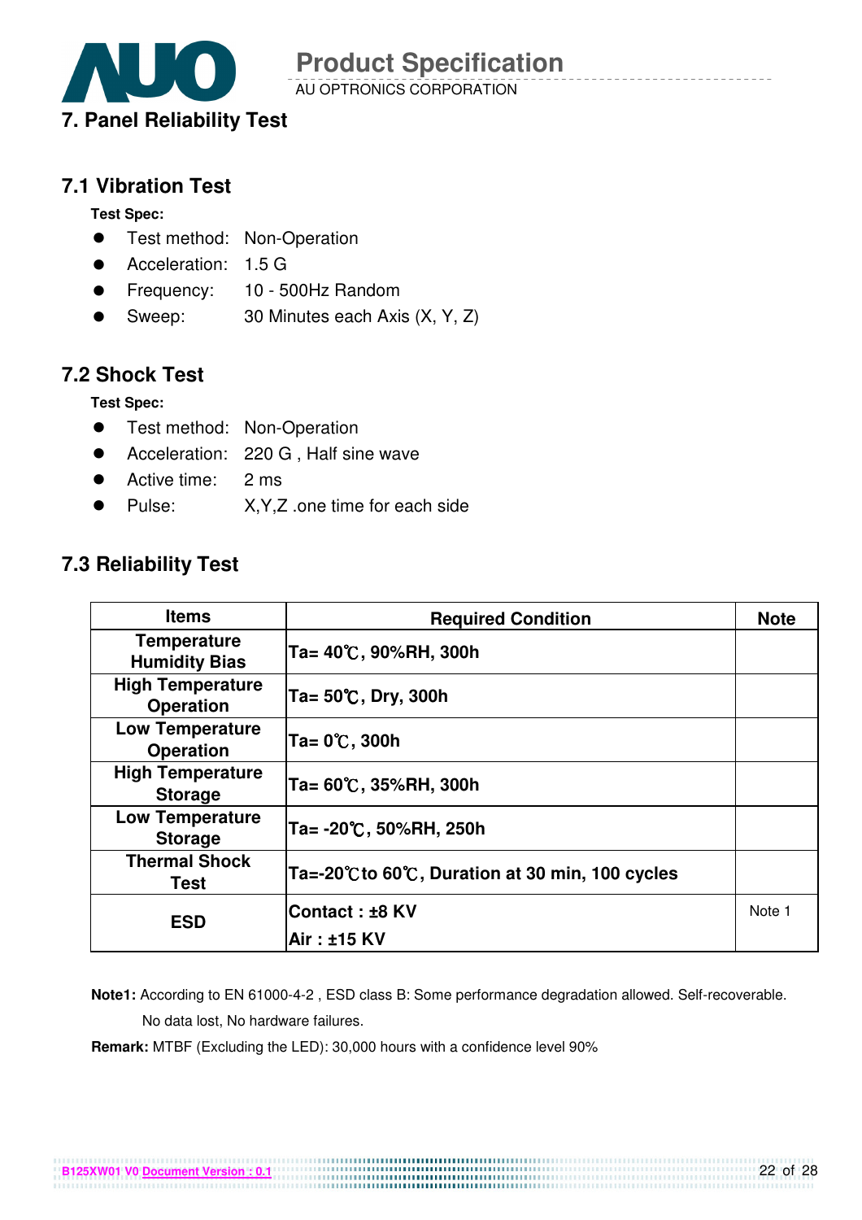## 7. Panel Reliability Test

### 7.1 Vibration Test

**Test Spec:**

- Test method: Non-Operation
- Acceleration: 1.5 G
- Frequency: 10 - 500Hz Random
- Sweep: 30 Minutes each Axis (X, Y, Z)

### 7.2 Shock Test

**Test Spec:**

- Test method: Non-Operation
- Acceleration: 220 G , Half sine wave
- Active time: 2 ms
- Pulse: X,Y,Z .one time for each side

### 7.3 Reliability Test

| Items | Required Condition | Note |
|---|---|---|
| Temperature Humidity Bias | Ta= 40℃, 90%RH, 300h | |
| High Temperature Operation | Ta= 50℃, Dry, 300h | |
| Low Temperature Operation | Ta= 0℃, 300h | |
| High Temperature Storage | Ta= 60℃, 35%RH, 300h | |
| Low Temperature Storage | Ta= -20℃, 50%RH, 250h | |
| Thermal Shock Test | Ta=-20℃to 60℃, Duration at 30 min, 100 cycles | |
| ESD | Contact : ±8 KV<br>Air : ±15 KV | Note 1 |

**Note1:** According to EN 61000-4-2 , ESD class B: Some performance degradation allowed. Self-recoverable. No data lost, No hardware failures.

**Remark:** MTBF (Excluding the LED): 30,000 hours with a confidence level 90%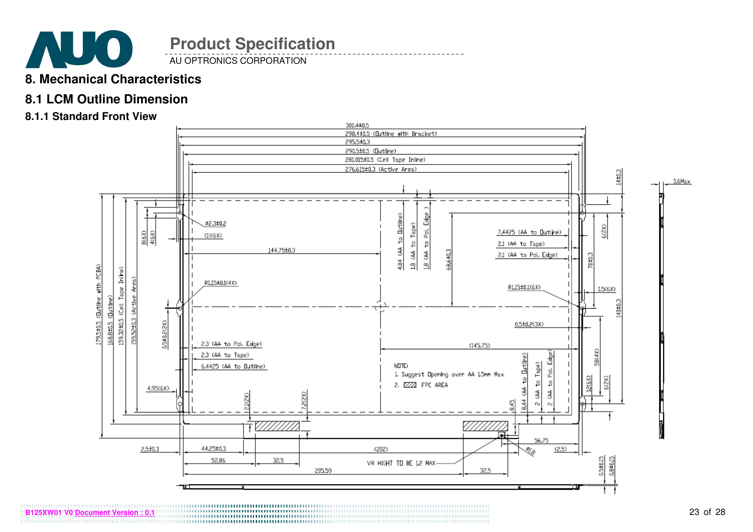# 8. Mechanical Characteristics

## 8.1 LCM Outline Dimension

### 8.1.1 Standard Front View

300.4±0.5

298.4±0.5 (Outline with Bracket)

295.5±0.3

290.5±0.5 (Outline)

281.015±0.5 (Cell Tape Inline)

276.615±0.3 (Active Area)

14±0.3

3.6Max

Ø2.3±0.2

(1X6X)

8(6X)

4(6X)

144.75±0.3

4.84 (AA to Outline)

1.8 (AA to Tape)

1.8 (AA to Pol. Edge)

68.6±0.3

7.4425 (AA to Outline)

2.1 (AA to Tape)

2.1 (AA to Pol. Edge)

6(2X)

70±0.3

R1.15±0.1(4X)

R1.15±0.1(6X)

1.5(6X)

179.5±0.5 (Outline with PCBA)

168.8±0.5 (Outline)

159.32±0.5 (Cell Tape Inline)

155.52±0.3 (Active Area)

0.5±0.2(2X)

140±0.3

0.5±0.2(3X)

2.3 (AA to Pol. Edge)

2.3 (AA to Tape)

6.4425 (AA to Outline)

(145.75)

NOTE:
1. Suggest Opening over AA 1.5mm Max.
2. FPC AREA

58(4X)

12(6X)

6(2X)

4.95(6X)

2.1(2X)

7.2(2X)

8.45

8.44 (AA to Outline)

2 (AA to Tape)

2 (AA to Pol. Edge)

56.75

Ø1.8

2.5±0.3

44.25±0.3

(202)

(2.5)

52.86

32.5

VR HIGHT TO BE 1.2 MAX

205.59

32.5

0.5±0.15

0.8±0.15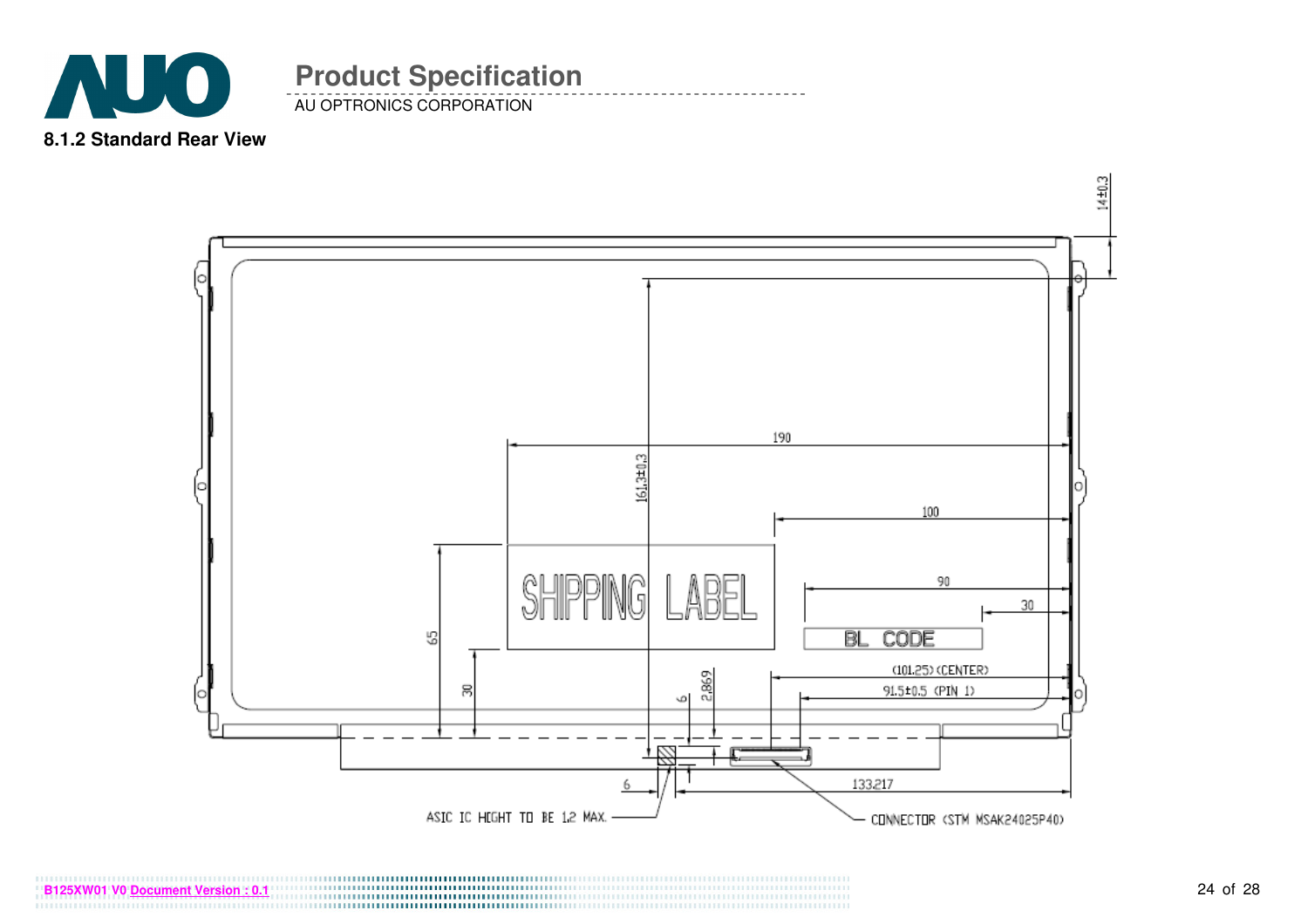### 8.1.2 Standard Rear View

14±0.3

190

161.3±0.3

100

90

30

65

30

SHIPPING LABEL

BL CODE

(101.25) (CENTER)

91.5±0.5 (PIN 1)

6

2.869

6

133.217

ASIC IC HIGHT TO BE 1.2 MAX.

CONNECTOR (STM MSAK24025P40)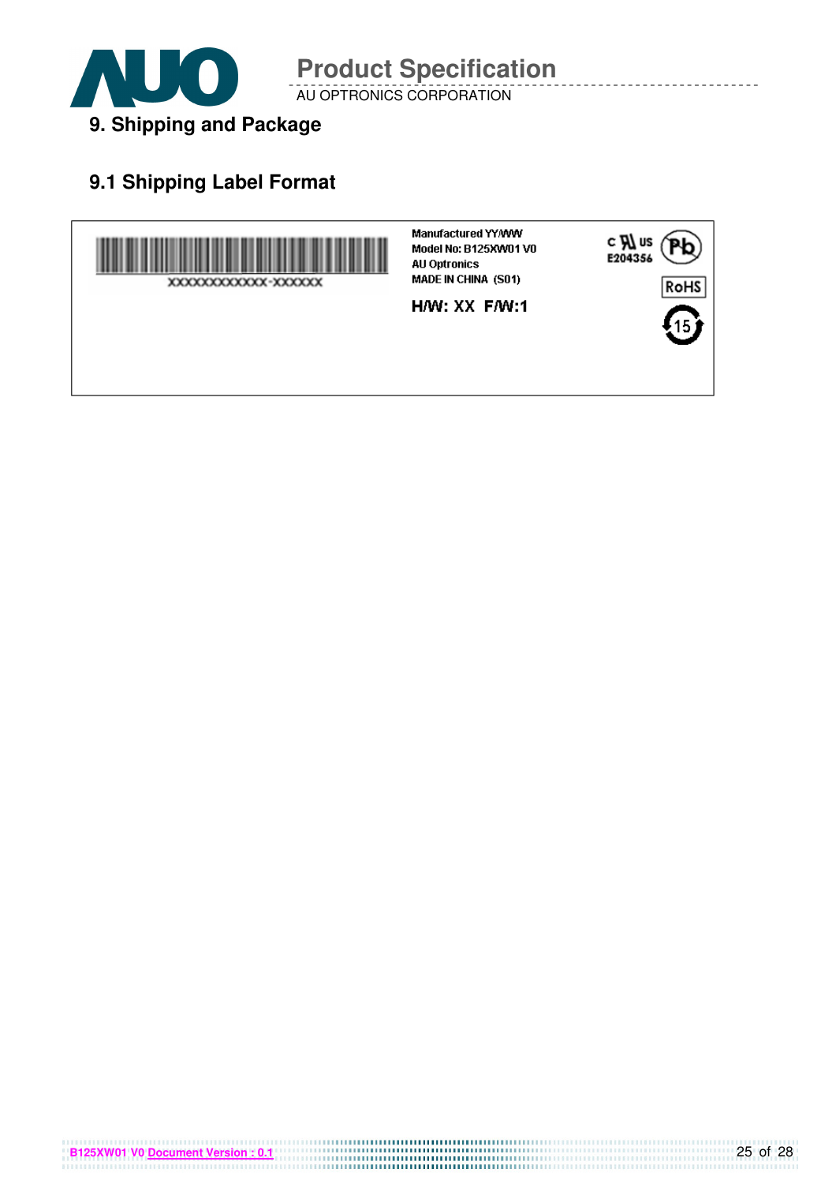## 9. Shipping and Package

### 9.1 Shipping Label Format

XXXXXXXXXXXX-XXXXXX

Manufactured YY/WW
Model No: B125XW01 V0
AU Optronics
MADE IN CHINA (S01)

H/W: XX F/W:1

c UL us
E204356

Pb

RoHS

15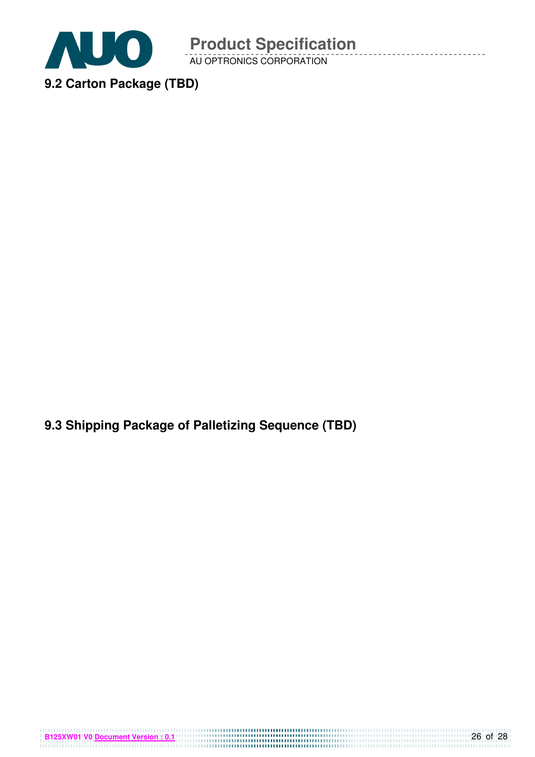## 9.2 Carton Package (TBD)

## 9.3 Shipping Package of Palletizing Sequence (TBD)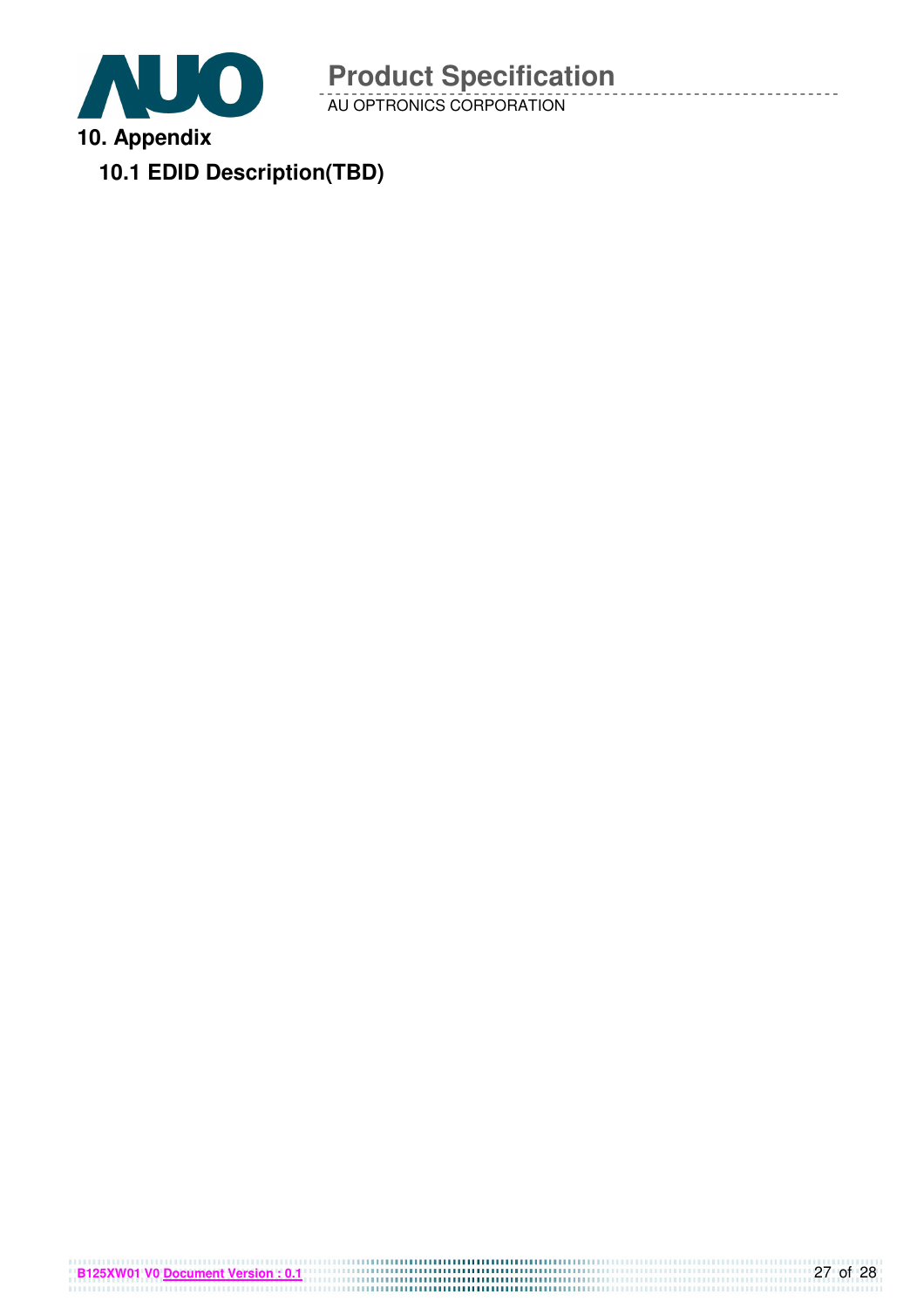# 10. Appendix

## 10.1 EDID Description(TBD)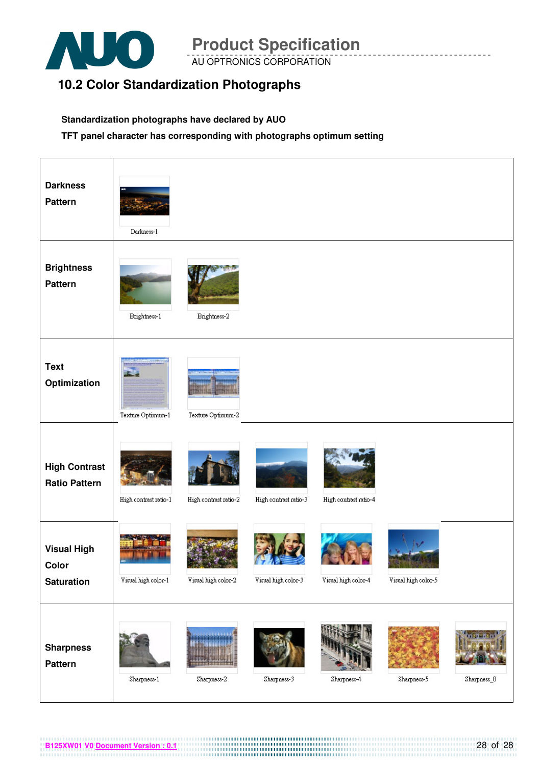## 10.2 Color Standardization Photographs

**Standardization photographs have declared by AUO**

**TFT panel character has corresponding with photographs optimum setting**

| | | | | | | |
|---|---|---|---|---|---|---|
| **Darkness Pattern** | Darkness-1 | | | | | |
| **Brightness Pattern** | Brightness-1 | Brightness-2 | | | | |
| **Text Optimization** | Texture Optimum-1 | Texture Optimum-2 | | | | |
| **High Contrast Ratio Pattern** | High contrast ratio-1 | High contrast ratio-2 | High contrast ratio-3 | High contrast ratio-4 | | |
| **Visual High Color Saturation** | Visual high color-1 | Visual high color-2 | Visual high color-3 | Visual high color-4 | Visual high color-5 | |
| **Sharpness Pattern** | Sharpness-1 | Sharpness-2 | Sharpness-3 | Sharpness-4 | Sharpness-5 | Sharpness_8 |